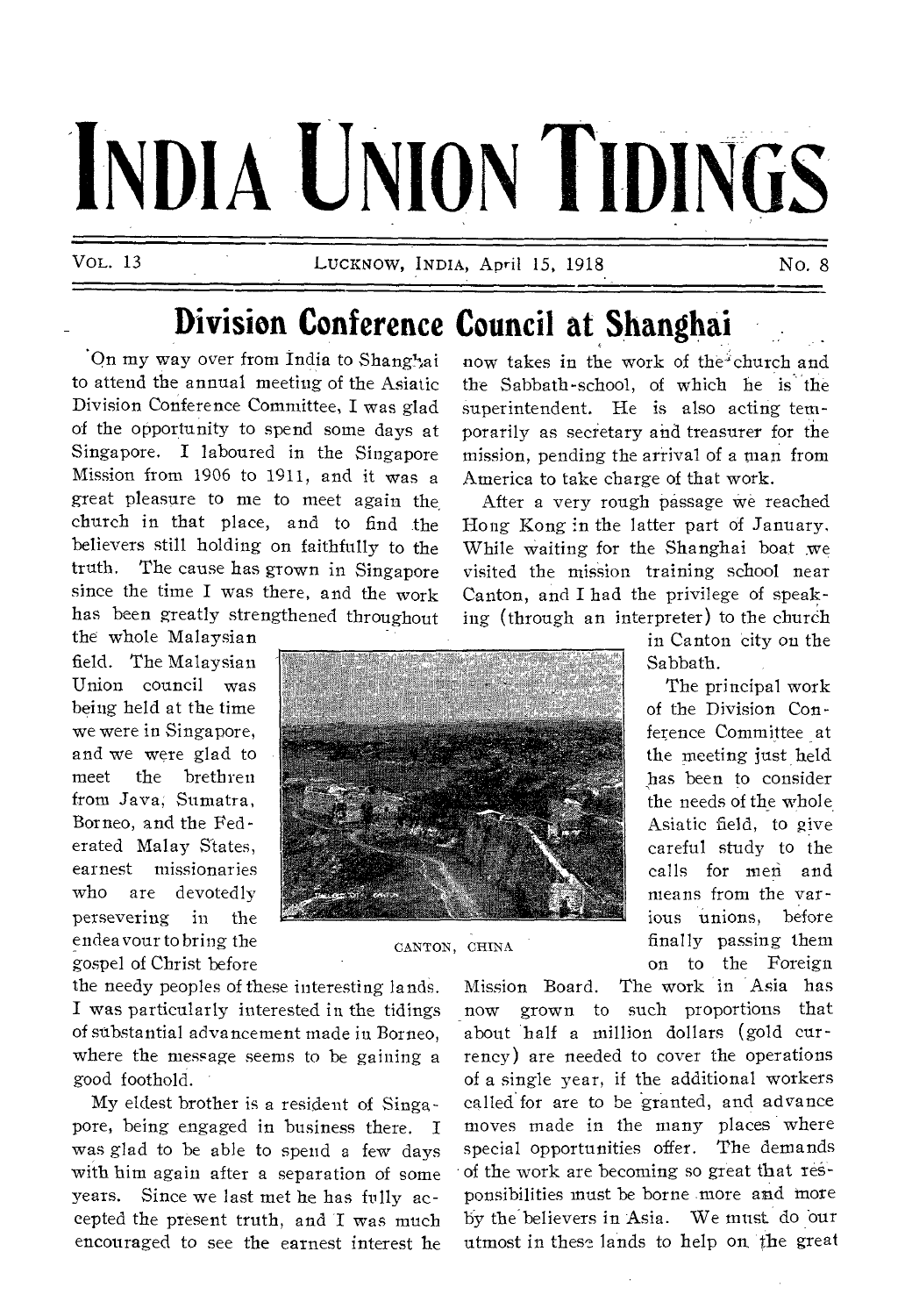# INDIA UNION TIDINGS

VOL. 13 LUCKNOW, INDIA, April 15, 1918 No. 8

## Division Conference Council at Shanghai

On my way over from India to Shanghai to attend the annual meeting of the Asiatic Division Conference Committee, I was glad of the opportunity to spend some days at Singapore. I laboured in the Singapore Mission from 1906 to 1911, and it was a great pleasure to me to meet again the church in that place, and to find the believers still holding on faithfully to the truth. The cause has grown in Singapore since the time I was there, and the work has been greatly strengthened throughout the whole Malaysian field. The Malaysian Union council was being held at the time we were in Singapore, and we were glad to meet the brethren from Java, Sumatra, Borneo, and the Federated Malay States, earnest missionaries who are devotedly persevering in the endeavour to bring the gospel of Christ before the needy peoples of these interesting lands. I was particularly interested in the tidings of substantial advancement made in Borneo, where the message seems to be gaining a good foothold.

CANTON, CHINA

My eldest brother is a resident of Singapore, being engaged in business there. I was glad to be able to spend a few days with him again after a separation of some years. Since we last met he has fully accepted the present truth, and I was much encouraged to see the earnest interest he now takes in the work of the church and the Sabbath-school, of which he is the superintendent. He is also acting temporarily as secretary and treasurer for the mission, pending the arrival of a man from America to take charge of that work.

After a very rough passage we reached Hong Kong in the latter part of January. While waiting for the Shanghai boat we visited the mission training school near Canton, and I had the privilege of speaking (through an interpreter) to the church in Canton city on the Sabbath.

The principal work of the Division Conference Committee at the meeting just held has been to consider the needs of the whole Asiatic field, to give careful study to the calls for men and means from the various unions, before finally passing them on to the Foreign Mission Board. The work in Asia has now grown to such proportions that about half a million dollars (gold currency) are needed to cover the operations of a single year, if the additional workers called for are to be granted, and advance moves made in the many places where special opportunities offer. The demands of the work are becoming so great that responsibilities must be borne more and more by the believers in Asia. We must do our utmost in these lands to help on the great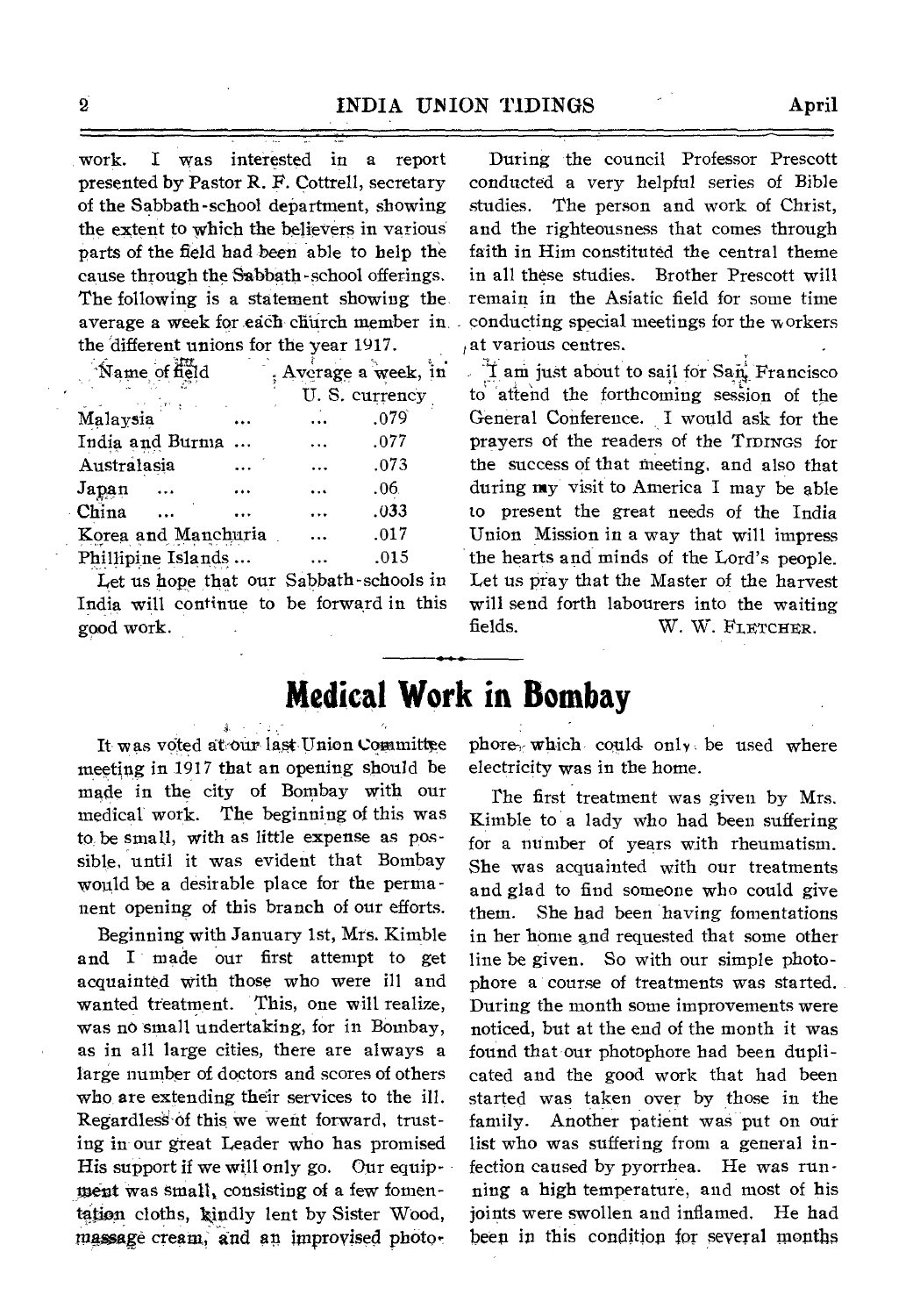work. I was interested in a report presented by Pastor R. F. Cottrell, secretary of the Sabbath-school department, showing the extent to which the believers in various parts of the field had been able to help the cause through the Sabbath-school offerings. The following is a statement showing the average a week for each church member in the different unions for the year 1917.

| Name of field | Average a week, in U. S. currency |
|---|---|
| Malaysia | .079 |
| India and Burma | .077 |
| Australasia | .073 |
| Japan | .06 |
| China | .033 |
| Korea and Manchuria | .017 |
| Phillipine Islands | .015 |

Let us hope that our Sabbath-schools in India will continue to be forward in this good work.

During the council Professor Prescott conducted a very helpful series of Bible studies. The person and work of Christ, and the righteousness that comes through faith in Him constituted the central theme in all these studies. Brother Prescott will remain in the Asiatic field for some time conducting special meetings for the workers at various centres.

I am just about to sail for San Francisco to attend the forthcoming session of the General Conference. I would ask for the prayers of the readers of the TIDINGS for the success of that meeting, and also that during my visit to America I may be able to present the great needs of the India Union Mission in a way that will impress the hearts and minds of the Lord's people. Let us pray that the Master of the harvest will send forth labourers into the waiting fields.

W. W. FLETCHER.

# Medical Work in Bombay

It was voted at our last Union Committee meeting in 1917 that an opening should be made in the city of Bombay with our medical work. The beginning of this was to be small, with as little expense as possible, until it was evident that Bombay would be a desirable place for the permanent opening of this branch of our efforts.

Beginning with January 1st, Mrs. Kimble and I made our first attempt to get acquainted with those who were ill and wanted treatment. This, one will realize, was no small undertaking, for in Bombay, as in all large cities, there are always a large number of doctors and scores of others who are extending their services to the ill. Regardless of this we went forward, trusting in our great Leader who has promised His support if we will only go. Our equipment was small, consisting of a few fomentation cloths, kindly lent by Sister Wood, massage cream, and an improvised photophore, which could only be used where electricity was in the home.

The first treatment was given by Mrs. Kimble to a lady who had been suffering for a number of years with rheumatism. She was acquainted with our treatments and glad to find someone who could give them. She had been having fomentations in her home and requested that some other line be given. So with our simple photophore a course of treatments was started. During the month some improvements were noticed, but at the end of the month it was found that our photophore had been duplicated and the good work that had been started was taken over by those in the family. Another patient was put on our list who was suffering from a general infection caused by pyorrhea. He was running a high temperature, and most of his joints were swollen and inflamed. He had been in this condition for several months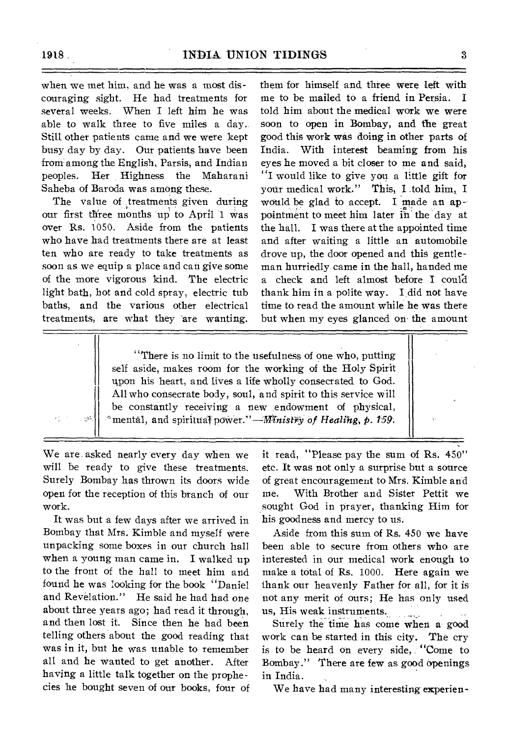when we met him, and he was a most discouraging sight. He had treatments for several weeks. When I left him he was able to walk three to five miles a day. Still other patients came and we were kept busy day by day. Our patients have been from among the English, Parsis, and Indian peoples. Her Highness the Maharani Saheba of Baroda was among these.

The value of treatments given during our first three months up to April 1 was over Rs. 1050. Aside from the patients who have had treatments there are at least ten who are ready to take treatments as soon as we equip a place and can give some of the more vigorous kind. The electric light bath, hot and cold spray, electric tub baths, and the various other electrical treatments, are what they are wanting. We are asked nearly every day when we will be ready to give these treatments. Surely Bombay has thrown its doors wide open for the reception of this branch of our work.

It was but a few days after we arrived in Bombay that Mrs. Kimble and myself were unpacking some boxes in our church hall when a young man came in. I walked up to the front of the hall to meet him and found he was looking for the book "Daniel and Revelation." He said he had had one about three years ago; had read it through, and then lost it. Since then he had been telling others about the good reading that was in it, but he was unable to remember all and he wanted to get another. After having a little talk together on the prophecies he bought seven of our books, four of them for himself and three were left with me to be mailed to a friend in Persia. I told him about the medical work we were soon to open in Bombay, and the great good this work was doing in other parts of India. With interest beaming from his eyes he moved a bit closer to me and said, "I would like to give you a little gift for your medical work." This, I told him, I would be glad to accept. I made an appointment to meet him later in the day at the hall. I was there at the appointed time and after waiting a little an automobile drove up, the door opened and this gentleman hurriedly came in the hall, handed me a check and left almost before I could thank him in a polite way. I did not have time to read the amount while he was there but when my eyes glanced on the amount it read, "Please pay the sum of Rs. 450" etc. It was not only a surprise but a source of great encouragement to Mrs. Kimble and me. With Brother and Sister Pettit we sought God in prayer, thanking Him for his goodness and mercy to us.

Aside from this sum of Rs. 450 we have been able to secure from others who are interested in our medical work enough to make a total of Rs. 1000. Here again we thank our heavenly Father for all, for it is not any merit of ours; He has only used us, His weak instruments.

Surely the time has come when a good work can be started in this city. The cry is to be heard on every side, "Come to Bombay." There are few as good openings in India.

We have had many interesting experien-

> "There is no limit to the usefulness of one who, putting self aside, makes room for the working of the Holy Spirit upon his heart, and lives a life wholly consecrated to God. All who consecrate body, soul, and spirit to this service will be constantly receiving a new endowment of physical, mental, and spiritual power."—*Ministry of Healing, p. 159.*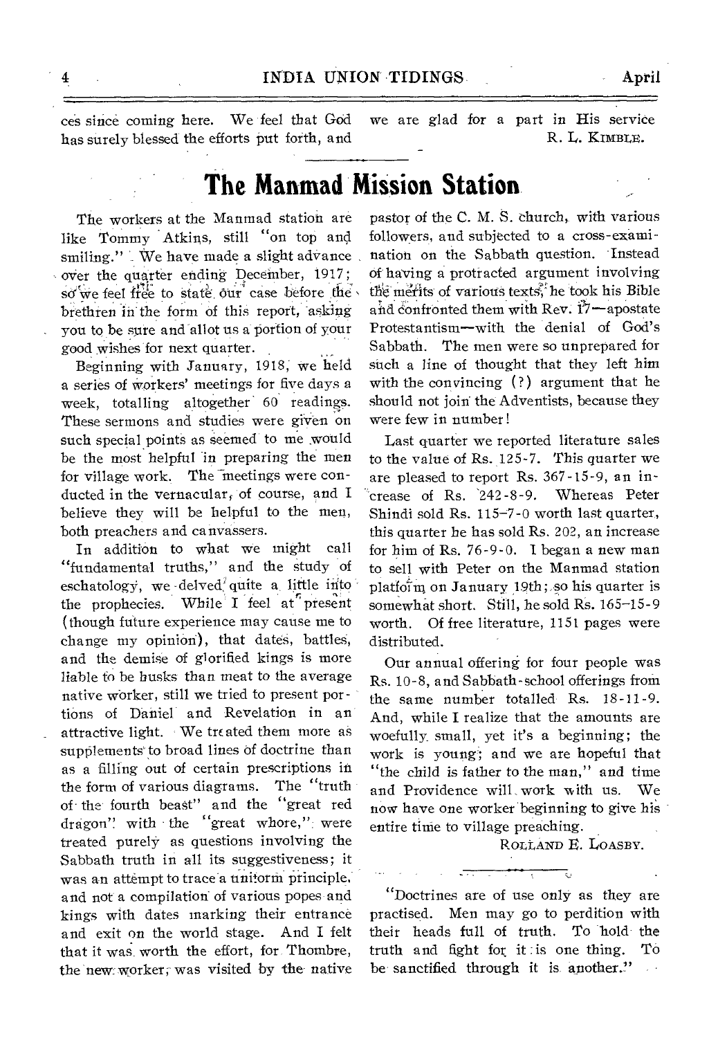ces since coming here. We feel that God has surely blessed the efforts put forth, and we are glad for a part in His service

R. L. KIMBLE.

# The Manmad Mission Station

The workers at the Manmad station are like Tommy Atkins, still "on top and smiling." We have made a slight advance over the quarter ending December, 1917; so we feel free to state our case before the brethren in the form of this report, asking you to be sure and allot us a portion of your good wishes for next quarter.

Beginning with January, 1918, we held a series of workers' meetings for five days a week, totalling altogether 60 readings. These sermons and studies were given on such special points as seemed to me would be the most helpful in preparing the men for village work. The meetings were conducted in the vernacular, of course, and I believe they will be helpful to the men, both preachers and canvassers.

In addition to what we might call "fundamental truths," and the study of eschatology, we delved quite a little into the prophecies. While I feel at present (though future experience may cause me to change my opinion), that dates, battles, and the demise of glorified kings is more liable to be husks than meat to the average native worker, still we tried to present portions of Daniel and Revelation in an attractive light. We treated them more as supplements to broad lines of doctrine than as a filling out of certain prescriptions in the form of various diagrams. The "truth of the fourth beast" and the "great red dragon" with the "great whore," were treated purely as questions involving the Sabbath truth in all its suggestiveness; it was an attempt to trace a uniform principle, and not a compilation of various popes and kings with dates marking their entrance and exit on the world stage. And I felt that it was worth the effort, for Thombre, the new worker, was visited by the native pastor of the C. M. S. church, with various followers, and subjected to a cross-examination on the Sabbath question. Instead of having a protracted argument involving the merits of various texts, he took his Bible and confronted them with Rev. 17—apostate Protestantism—with the denial of God's Sabbath. The men were so unprepared for such a line of thought that they left him with the convincing (?) argument that he should not join the Adventists, because they were few in number!

Last quarter we reported literature sales to the value of Rs. 125-7. This quarter we are pleased to report Rs. 367-15-9, an increase of Rs. 242-8-9. Whereas Peter Shindi sold Rs. 115-7-0 worth last quarter, this quarter he has sold Rs. 202, an increase for him of Rs. 76-9-0. I began a new man to sell with Peter on the Manmad station platform on January 19th; so his quarter is somewhat short. Still, he sold Rs. 165-15-9 worth. Of free literature, 1151 pages were distributed.

Our annual offering for four people was Rs. 10-8, and Sabbath-school offerings from the same number totalled Rs. 18-11-9. And, while I realize that the amounts are woefully small, yet it's a beginning; the work is young; and we are hopeful that "the child is father to the man," and time and Providence will work with us. We now have one worker beginning to give his entire time to village preaching.

ROLLAND E. LOASBY.

---

"Doctrines are of use only as they are practised. Men may go to perdition with their heads full of truth. To hold the truth and fight for it is one thing. To be sanctified through it is another."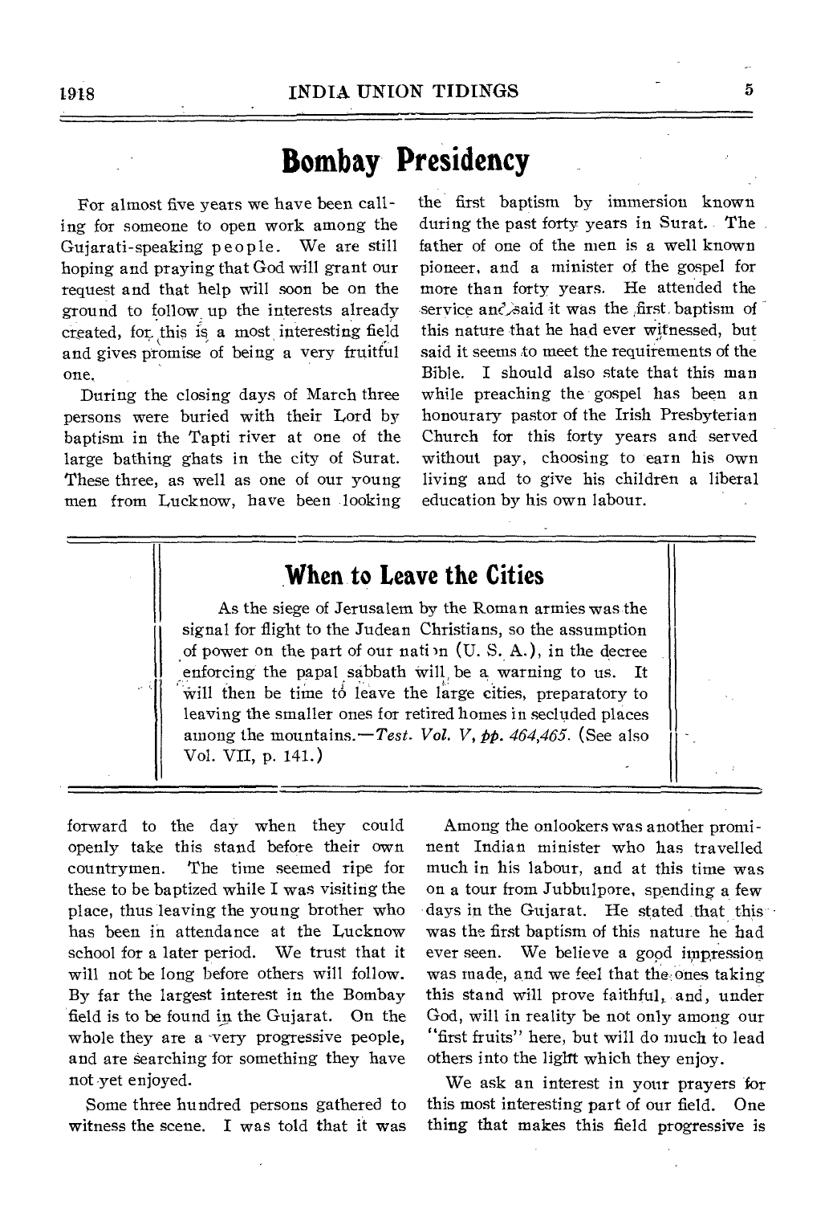# Bombay Presidency

For almost five years we have been calling for someone to open work among the Gujarati-speaking people. We are still hoping and praying that God will grant our request and that help will soon be on the ground to follow up the interests already created, for this is a most interesting field and gives promise of being a very fruitful one.

During the closing days of March three persons were buried with their Lord by baptism in the Tapti river at one of the large bathing ghats in the city of Surat. These three, as well as one of our young men from Lucknow, have been looking forward to the day when they could openly take this stand before their own countrymen. The time seemed ripe for these to be baptized while I was visiting the place, thus leaving the young brother who has been in attendance at the Lucknow school for a later period. We trust that it will not be long before others will follow. By far the largest interest in the Bombay field is to be found in the Gujarat. On the whole they are a very progressive people, and are searching for something they have not yet enjoyed.

Some three hundred persons gathered to witness the scene. I was told that it was the first baptism by immersion known during the past forty years in Surat. The father of one of the men is a well known pioneer, and a minister of the gospel for more than forty years. He attended the service and said it was the first baptism of this nature that he had ever witnessed, but said it seems to meet the requirements of the Bible. I should also state that this man while preaching the gospel has been an honourary pastor of the Irish Presbyterian Church for this forty years and served without pay, choosing to earn his own living and to give his children a liberal education by his own labour.

Among the onlookers was another prominent Indian minister who has travelled much in his labour, and at this time was on a tour from Jubbulpore, spending a few days in the Gujarat. He stated that this was the first baptism of this nature he had ever seen. We believe a good impression was made, and we feel that the ones taking this stand will prove faithful, and, under God, will in reality be not only among our "first fruits" here, but will do much to lead others into the light which they enjoy.

We ask an interest in your prayers for this most interesting part of our field. One thing that makes this field progressive is

## When to Leave the Cities

As the siege of Jerusalem by the Roman armies was the signal for flight to the Judean Christians, so the assumption of power on the part of our nation (U. S. A.), in the decree enforcing the papal sabbath will be a warning to us. It will then be time to leave the large cities, preparatory to leaving the smaller ones for retired homes in secluded places among the mountains.—*Test. Vol. V, pp. 464,465.* (See also Vol. VII, p. 141.)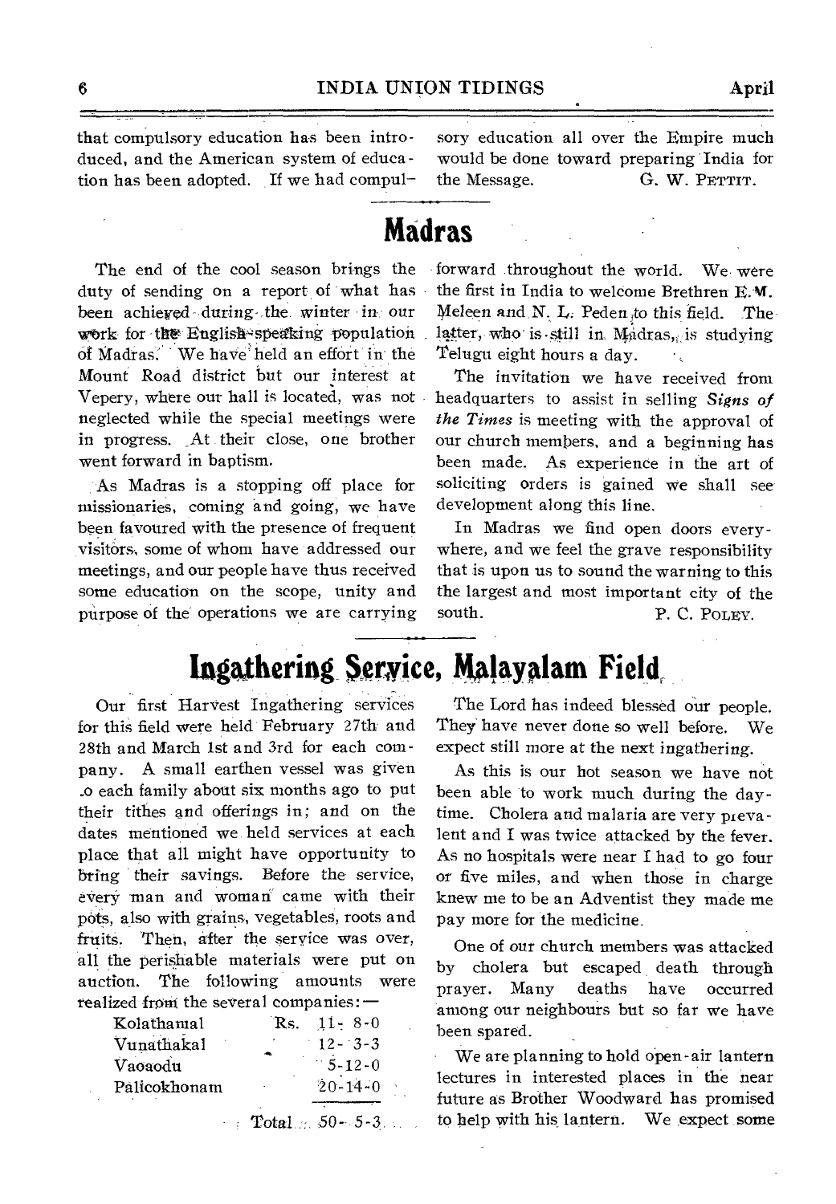that compulsory education has been introduced, and the American system of education has been adopted. If we had compulsory education all over the Empire much would be done toward preparing India for the Message.

G. W. PETTIT.

## Madras

The end of the cool season brings the duty of sending on a report of what has been achieved during the winter in our work for the English-speaking population of Madras. We have held an effort in the Mount Road district but our interest at Vepery, where our hall is located, was not neglected while the special meetings were in progress. At their close, one brother went forward in baptism.

As Madras is a stopping off place for missionaries, coming and going, we have been favoured with the presence of frequent visitors, some of whom have addressed our meetings, and our people have thus received some education on the scope, unity and purpose of the operations we are carrying forward throughout the world. We were the first in India to welcome Brethren E. M. Meleen and N. L. Peden to this field. The latter, who is still in Madras, is studying Telugu eight hours a day.

The invitation we have received from headquarters to assist in selling *Signs of the Times* is meeting with the approval of our church members, and a beginning has been made. As experience in the art of soliciting orders is gained we shall see development along this line.

In Madras we find open doors everywhere, and we feel the grave responsibility that is upon us to sound the warning to this the largest and most important city of the south.

P. C. POLEY.

## Ingathering Service, Malayalam Field

Our first Harvest Ingathering services for this field were held February 27th and 28th and March 1st and 3rd for each company. A small earthen vessel was given to each family about six months ago to put their tithes and offerings in; and on the dates mentioned we held services at each place that all might have opportunity to bring their savings. Before the service, every man and woman came with their pots, also with grains, vegetables, roots and fruits. Then, after the service was over, all the perishable materials were put on auction. The following amounts were realized from the several companies:—

| | Rs. |
|---|---|
| Kolathamal | 11- 8-0 |
| Vunathakal | 12- 3-3 |
| Vaoaodu | 5-12-0 |
| Palicokhonam | 20-14-0 |
| Total | 50- 5-3 |

The Lord has indeed blessed our people. They have never done so well before. We expect still more at the next ingathering.

As this is our hot season we have not been able to work much during the daytime. Cholera and malaria are very prevalent and I was twice attacked by the fever. As no hospitals were near I had to go four or five miles, and when those in charge knew me to be an Adventist they made me pay more for the medicine.

One of our church members was attacked by cholera but escaped death through prayer. Many deaths have occurred among our neighbours but so far we have been spared.

We are planning to hold open-air lantern lectures in interested places in the near future as Brother Woodward has promised to help with his lantern. We expect some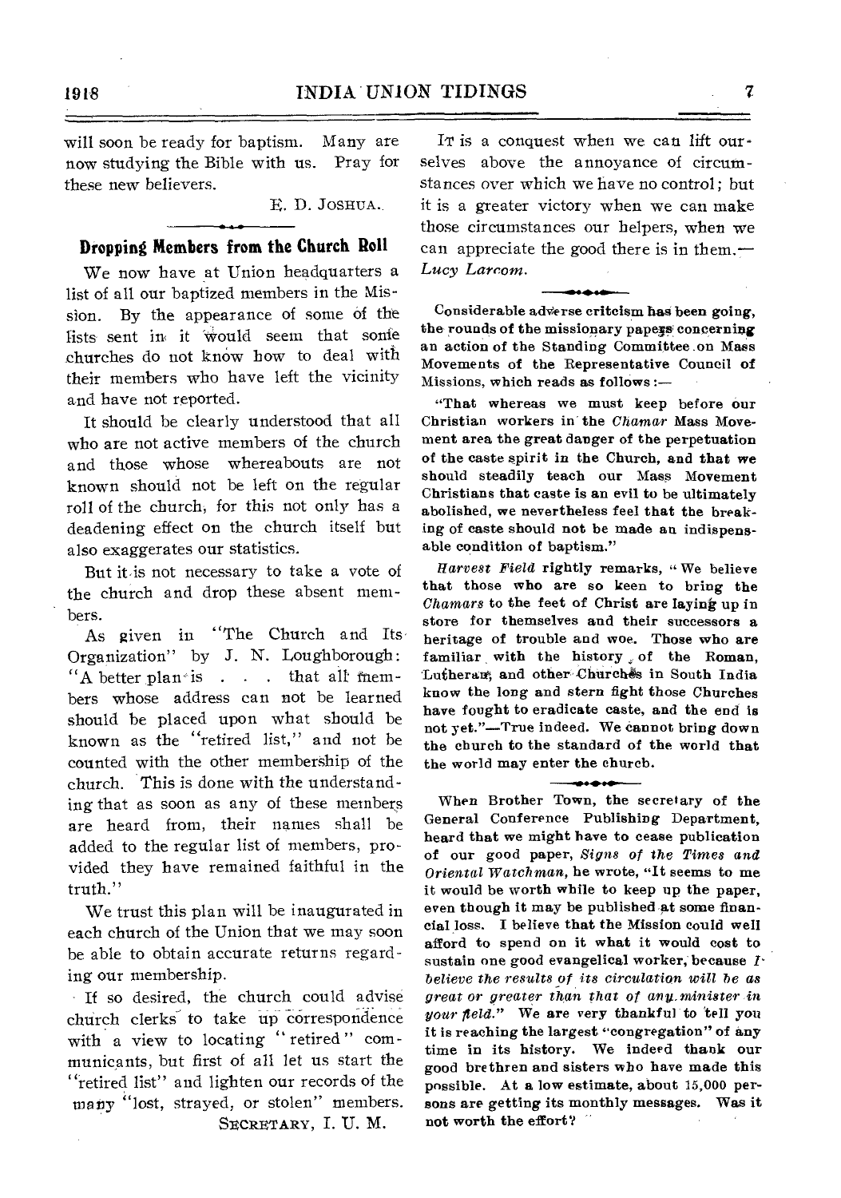will soon be ready for baptism. Many are now studying the Bible with us. Pray for these new believers.

E. D. JOSHUA.

## Dropping Members from the Church Roll

We now have at Union headquarters a list of all our baptized members in the Mission. By the appearance of some of the lists sent in it would seem that some churches do not know how to deal with their members who have left the vicinity and have not reported.

It should be clearly understood that all who are not active members of the church and those whose whereabouts are not known should not be left on the regular roll of the church, for this not only has a deadening effect on the church itself but also exaggerates our statistics.

But it is not necessary to take a vote of the church and drop these absent members.

As given in "The Church and Its Organization" by J. N. Loughborough: "A better plan is . . . that all members whose address can not be learned should be placed upon what should be known as the "retired list," and not be counted with the other membership of the church. This is done with the understanding that as soon as any of these members are heard from, their names shall be added to the regular list of members, provided they have remained faithful in the truth."

We trust this plan will be inaugurated in each church of the Union that we may soon be able to obtain accurate returns regarding our membership.

If so desired, the church could advise church clerks to take up correspondence with a view to locating "retired" communicants, but first of all let us start the "retired list" and lighten our records of the many "lost, strayed, or stolen" members.

SECRETARY, I. U. M.

IT is a conquest when we can lift ourselves above the annoyance of circumstances over which we have no control; but it is a greater victory when we can make those circumstances our helpers, when we can appreciate the good there is in them.—*Lucy Larcom.*

**Considerable adverse criticism has been going the rounds of the missionary papers concerning an action of the Standing Committee on Mass Movements of the Representative Council of Missions, which reads as follows:—**

**"That whereas we must keep before our Christian workers in the *Chamar* Mass Movement area the great danger of the perpetuation of the caste spirit in the Church, and that we should steadily teach our Mass Movement Christians that caste is an evil to be ultimately abolished, we nevertheless feel that the breaking of caste should not be made an indispensable condition of baptism."**

***Harvest Field* rightly remarks, "We believe that those who are so keen to bring the *Chamars* to the feet of Christ are laying up in store for themselves and their successors a heritage of trouble and woe. Those who are familiar with the history of the Roman, Lutheran, and other Churches in South India know the long and stern fight those Churches have fought to eradicate caste, and the end is not yet."—True indeed. We cannot bring down the church to the standard of the world that the world may enter the church.**

**When Brother Town, the secretary of the General Conference Publishing Department, heard that we might have to cease publication of our good paper, *Signs of the Times and Oriental Watchman*, he wrote, "It seems to me it would be worth while to keep up the paper, even though it may be published at some financial loss. I believe that the Mission could well afford to spend on it what it would cost to sustain one good evangelical worker, because *I believe the results of its circulation will be as great or greater than that of any minister in your field.*" We are very thankful to tell you it is reaching the largest "congregation" of any time in its history. We indeed thank our good brethren and sisters who have made this possible. At a low estimate, about 15,000 persons are getting its monthly messages. Was it not worth the effort?**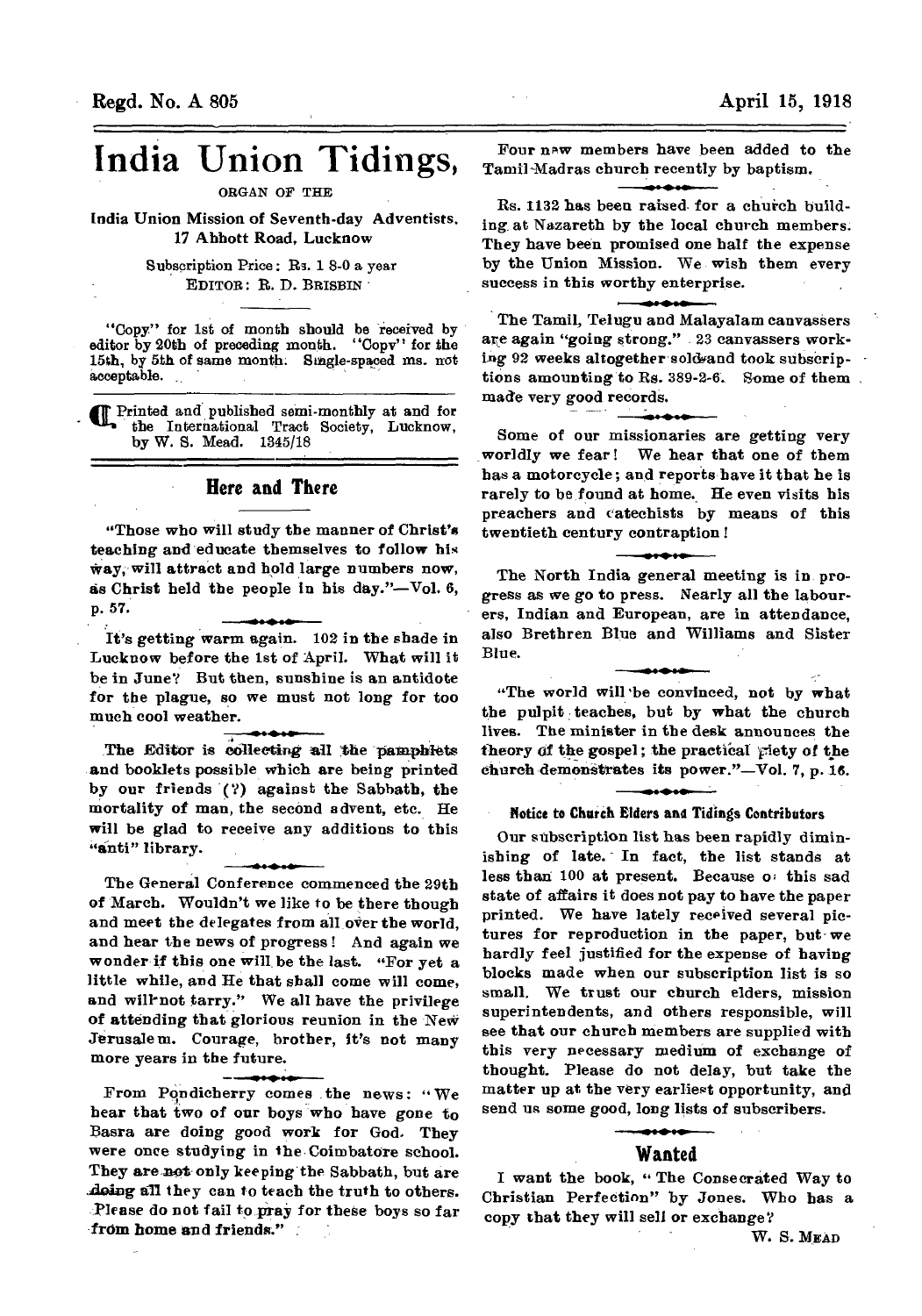# India Union Tidings,

ORGAN OF THE

India Union Mission of Seventh-day Adventists. 17 Abbott Road, Lucknow

Subscription Price: Rs. 1 8-0 a year
EDITOR: R. D. BRISBIN

"Copy" for 1st of month should be received by editor by 20th of preceding month. "Copy" for the 15th, by 5th of same month. Single-spaced ms. not acceptable.

Printed and published semi-monthly at and for the International Tract Society, Lucknow, by W. S. Mead. 1345/18

## Here and There

"Those who will study the manner of Christ's teaching and educate themselves to follow his way, will attract and hold large numbers now, as Christ held the people in his day."—Vol. 6, p. 57.

It's getting warm again. 102 in the shade in Lucknow before the 1st of April. What will it be in June? But then, sunshine is an antidote for the plague, so we must not long for too much cool weather.

The Editor is collecting all the pamphlets and booklets possible which are being printed by our friends (?) against the Sabbath, the mortality of man, the second advent, etc. He will be glad to receive any additions to this "anti" library.

The General Conference commenced the 29th of March. Wouldn't we like to be there though and meet the delegates from all over the world, and hear the news of progress! And again we wonder if this one will be the last. "For yet a little while, and He that shall come will come, and will not tarry." We all have the privilege of attending that glorious reunion in the New Jerusalem. Courage, brother, it's not many more years in the future.

From Pondicherry comes the news: "We hear that two of our boys who have gone to Basra are doing good work for God. They were once studying in the Coimbatore school. They are not only keeping the Sabbath, but are doing all they can to teach the truth to others. Please do not fail to pray for these boys so far from home and friends."

Four new members have been added to the Tamil-Madras church recently by baptism.

Rs. 1132 has been raised for a church building at Nazareth by the local church members. They have been promised one half the expense by the Union Mission. We wish them every success in this worthy enterprise.

The Tamil, Telugu and Malayalam canvassers are again "going strong." 23 canvassers working 92 weeks altogether sold and took subscriptions amounting to Rs. 389-2-6. Some of them made very good records.

Some of our missionaries are getting very worldly we fear! We hear that one of them has a motorcycle; and reports have it that he is rarely to be found at home. He even visits his preachers and catechists by means of this twentieth century contraption!

The North India general meeting is in progress as we go to press. Nearly all the labourers, Indian and European, are in attendance, also Brethren Blue and Williams and Sister Blue.

"The world will be convinced, not by what the pulpit teaches, but by what the church lives. The minister in the desk announces the theory of the gospel; the practical piety of the church demonstrates its power."—Vol. 7, p. 16.

### Notice to Church Elders and Tidings Contributors

Our subscription list has been rapidly diminishing of late. In fact, the list stands at less than 100 at present. Because of this sad state of affairs it does not pay to have the paper printed. We have lately received several pictures for reproduction in the paper, but we hardly feel justified for the expense of having blocks made when our subscription list is so small. We trust our church elders, mission superintendents, and others responsible, will see that our church members are supplied with this very necessary medium of exchange of thought. Please do not delay, but take the matter up at the very earliest opportunity, and send us some good, long lists of subscribers.

## Wanted

I want the book, "The Consecrated Way to Christian Perfection" by Jones. Who has a copy that they will sell or exchange?

W. S. MEAD